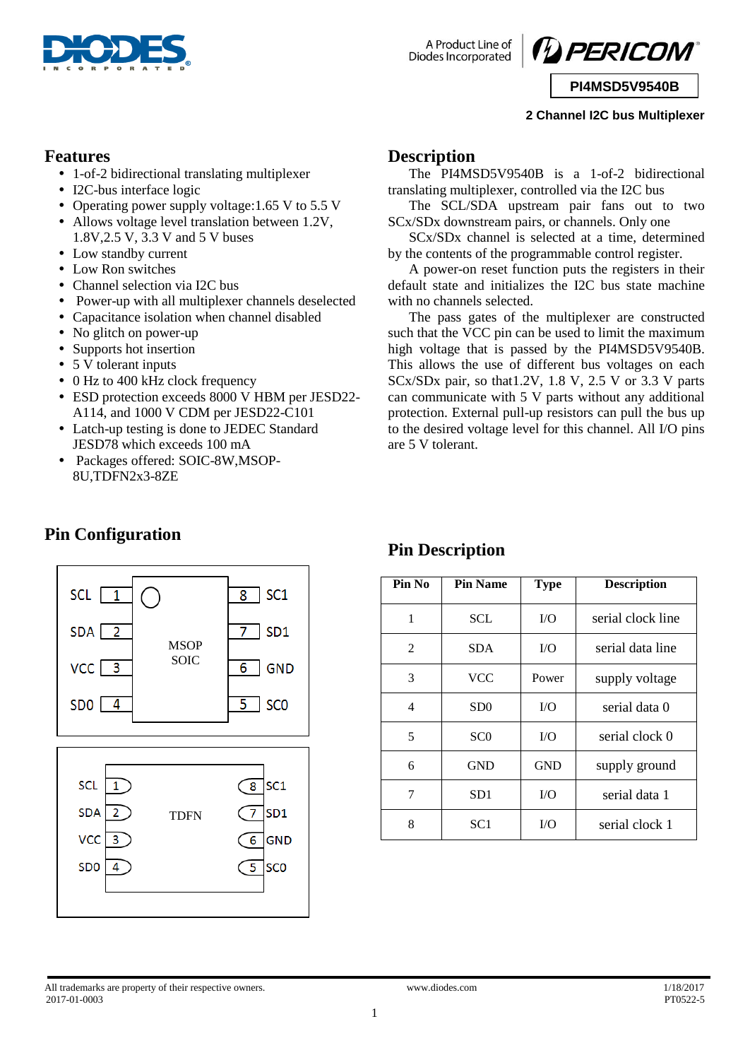PI4MSD5V9540B

**2 Channel I2C bus Multiplexer**

## Features

- 1-of-2 bidirectional translating multiplexer
- I2C-bus interface logic
- Operating power supply voltage:1.65 V to 5.5 V
- Allows voltage level translation between 1.2V, 1.8V,2.5 V, 3.3 V and 5 V buses
- Low standby current
- Low Ron switches
- Channel selection via I2C bus
- Power-up with all multiplexer channels deselected
- Capacitance isolation when channel disabled
- No glitch on power-up
- Supports hot insertion
- 5 V tolerant inputs
- 0 Hz to 400 kHz clock frequency
- ESD protection exceeds 8000 V HBM per JESD22-A114, and 1000 V CDM per JESD22-C101
- Latch-up testing is done to JEDEC Standard JESD78 which exceeds 100 mA
- Packages offered: SOIC-8W,MSOP-8U,TDFN2x3-8ZE

## Description

The PI4MSD5V9540B is a 1-of-2 bidirectional translating multiplexer, controlled via the I2C bus

The SCL/SDA upstream pair fans out to two SCx/SDx downstream pairs, or channels. Only one SCx/SDx channel is selected at a time, determined by the contents of the programmable control register.

A power-on reset function puts the registers in their default state and initializes the I2C bus state machine with no channels selected.

The pass gates of the multiplexer are constructed such that the VCC pin can be used to limit the maximum high voltage that is passed by the PI4MSD5V9540B. This allows the use of different bus voltages on each SCx/SDx pair, so that1.2V, 1.8 V, 2.5 V or 3.3 V parts can communicate with 5 V parts without any additional protection. External pull-up resistors can pull the bus up to the desired voltage level for this channel. All I/O pins are 5 V tolerant.

## Pin Configuration

MSOP / SOIC

| Pin | Name | | Pin | Name |
|---|---|---|---|---|
| 1 | SCL | | 8 | SC1 |
| 2 | SDA | | 7 | SD1 |
| 3 | VCC | | 6 | GND |
| 4 | SD0 | | 5 | SC0 |

TDFN

| Pin | Name | | Pin | Name |
|---|---|---|---|---|
| 1 | SCL | | 8 | SC1 |
| 2 | SDA | | 7 | SD1 |
| 3 | VCC | | 6 | GND |
| 4 | SD0 | | 5 | SC0 |

## Pin Description

| Pin No | Pin Name | Type | Description |
|---|---|---|---|
| 1 | SCL | I/O | serial clock line |
| 2 | SDA | I/O | serial data line |
| 3 | VCC | Power | supply voltage |
| 4 | SD0 | I/O | serial data 0 |
| 5 | SC0 | I/O | serial clock 0 |
| 6 | GND | GND | supply ground |
| 7 | SD1 | I/O | serial data 1 |
| 8 | SC1 | I/O | serial clock 1 |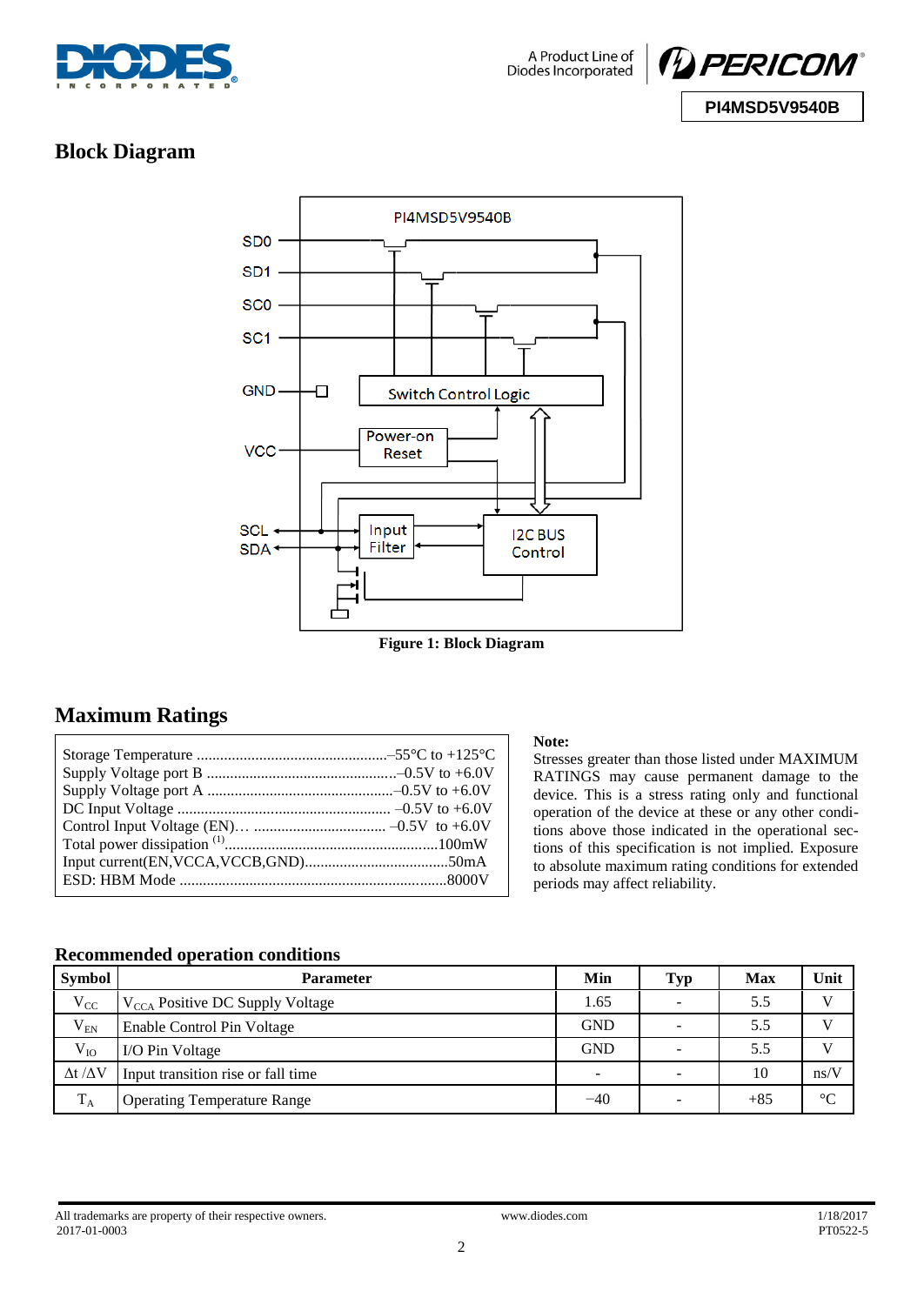## Block Diagram

Figure 1: Block Diagram

## Maximum Ratings

Storage Temperature ................................................–55°C to +125°C
Supply Voltage port B ................................................–0.5V to +6.0V
Supply Voltage port A ................................................–0.5V to +6.0V
DC Input Voltage ...................................................... –0.5V to +6.0V
Control Input Voltage (EN)… ................................. –0.5V to +6.0V
Total power dissipation [(1)]......................................................100mW
Input current(EN,VCCA,VCCB,GND)....................................50mA
ESD: HBM Mode ....................................................................8000V

**Note:**
Stresses greater than those listed under MAXIMUM RATINGS may cause permanent damage to the device. This is a stress rating only and functional operation of the device at these or any other conditions above those indicated in the operational sections of this specification is not implied. Exposure to absolute maximum rating conditions for extended periods may affect reliability.

### Recommended operation conditions

| Symbol | Parameter | Min | Typ | Max | Unit |
|---|---|---|---|---|---|
| $V_{CC}$ | $V_{CCA}$ Positive DC Supply Voltage | 1.65 | - | 5.5 | V |
| $V_{EN}$ | Enable Control Pin Voltage | GND | - | 5.5 | V |
| $V_{IO}$ | I/O Pin Voltage | GND | - | 5.5 | V |
| $\Delta t / \Delta V$ | Input transition rise or fall time | - | - | 10 | ns/V |
| $T_A$ | Operating Temperature Range | −40 | - | +85 | °C |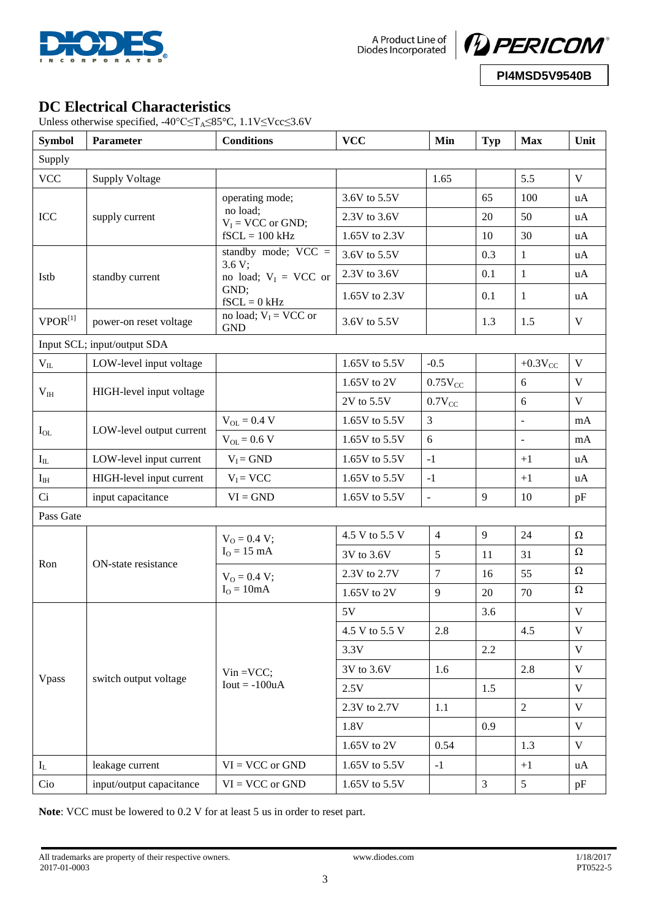## DC Electrical Characteristics

Unless otherwise specified, -40°C≤$T_A$≤85°C, 1.1V≤Vcc≤3.6V

| Symbol | Parameter | Conditions | VCC | Min | Typ | Max | Unit |
|---|---|---|---|---|---|---|---|
| Supply | | | | | | | |
| VCC | Supply Voltage | | | 1.65 | | 5.5 | V |
| ICC | supply current | operating mode; no load; $V_I$ = VCC or GND; fSCL = 100 kHz | 3.6V to 5.5V | | 65 | 100 | uA |
| | | | 2.3V to 3.6V | | 20 | 50 | uA |
| | | | 1.65V to 2.3V | | 10 | 30 | uA |
| Istb | standby current | standby mode; VCC = 3.6 V; no load; $V_I$ = VCC or GND; fSCL = 0 kHz | 3.6V to 5.5V | | 0.3 | 1 | uA |
| | | | 2.3V to 3.6V | | 0.1 | 1 | uA |
| | | | 1.65V to 2.3V | | 0.1 | 1 | uA |
| VPOR[1] | power-on reset voltage | no load; $V_I$ = VCC or GND | 3.6V to 5.5V | | 1.3 | 1.5 | V |
| Input SCL; input/output SDA | | | | | | | |
| $V_{IL}$ | LOW-level input voltage | | 1.65V to 5.5V | -0.5 | | +0.3$V_{CC}$ | V |
| $V_{IH}$ | HIGH-level input voltage | | 1.65V to 2V | 0.75$V_{CC}$ | | 6 | V |
| | | | 2V to 5.5V | 0.7$V_{CC}$ | | 6 | V |
| $I_{OL}$ | LOW-level output current | $V_{OL}$ = 0.4 V | 1.65V to 5.5V | 3 | | - | mA |
| | | $V_{OL}$ = 0.6 V | 1.65V to 5.5V | 6 | | - | mA |
| $I_{IL}$ | LOW-level input current | $V_I$ = GND | 1.65V to 5.5V | -1 | | +1 | uA |
| $I_{IH}$ | HIGH-level input current | $V_I$ = VCC | 1.65V to 5.5V | -1 | | +1 | uA |
| Ci | input capacitance | VI = GND | 1.65V to 5.5V | - | 9 | 10 | pF |
| Pass Gate | | | | | | | |
| Ron | ON-state resistance | $V_O$ = 0.4 V; $I_O$ = 15 mA | 4.5 V to 5.5 V | 4 | 9 | 24 | Ω |
| | | | 3V to 3.6V | 5 | 11 | 31 | Ω |
| | | $V_O$ = 0.4 V; $I_O$ = 10mA | 2.3V to 2.7V | 7 | 16 | 55 | Ω |
| | | | 1.65V to 2V | 9 | 20 | 70 | Ω |
| Vpass | switch output voltage | Vin =VCC; Iout = -100uA | 5V | | 3.6 | | V |
| | | | 4.5 V to 5.5 V | 2.8 | | 4.5 | V |
| | | | 3.3V | | 2.2 | | V |
| | | | 3V to 3.6V | 1.6 | | 2.8 | V |
| | | | 2.5V | | 1.5 | | V |
| | | | 2.3V to 2.7V | 1.1 | | 2 | V |
| | | | 1.8V | | 0.9 | | V |
| | | | 1.65V to 2V | 0.54 | | 1.3 | V |
| $I_L$ | leakage current | VI = VCC or GND | 1.65V to 5.5V | -1 | | +1 | uA |
| Cio | input/output capacitance | VI = VCC or GND | 1.65V to 5.5V | | 3 | 5 | pF |

**Note**: VCC must be lowered to 0.2 V for at least 5 us in order to reset part.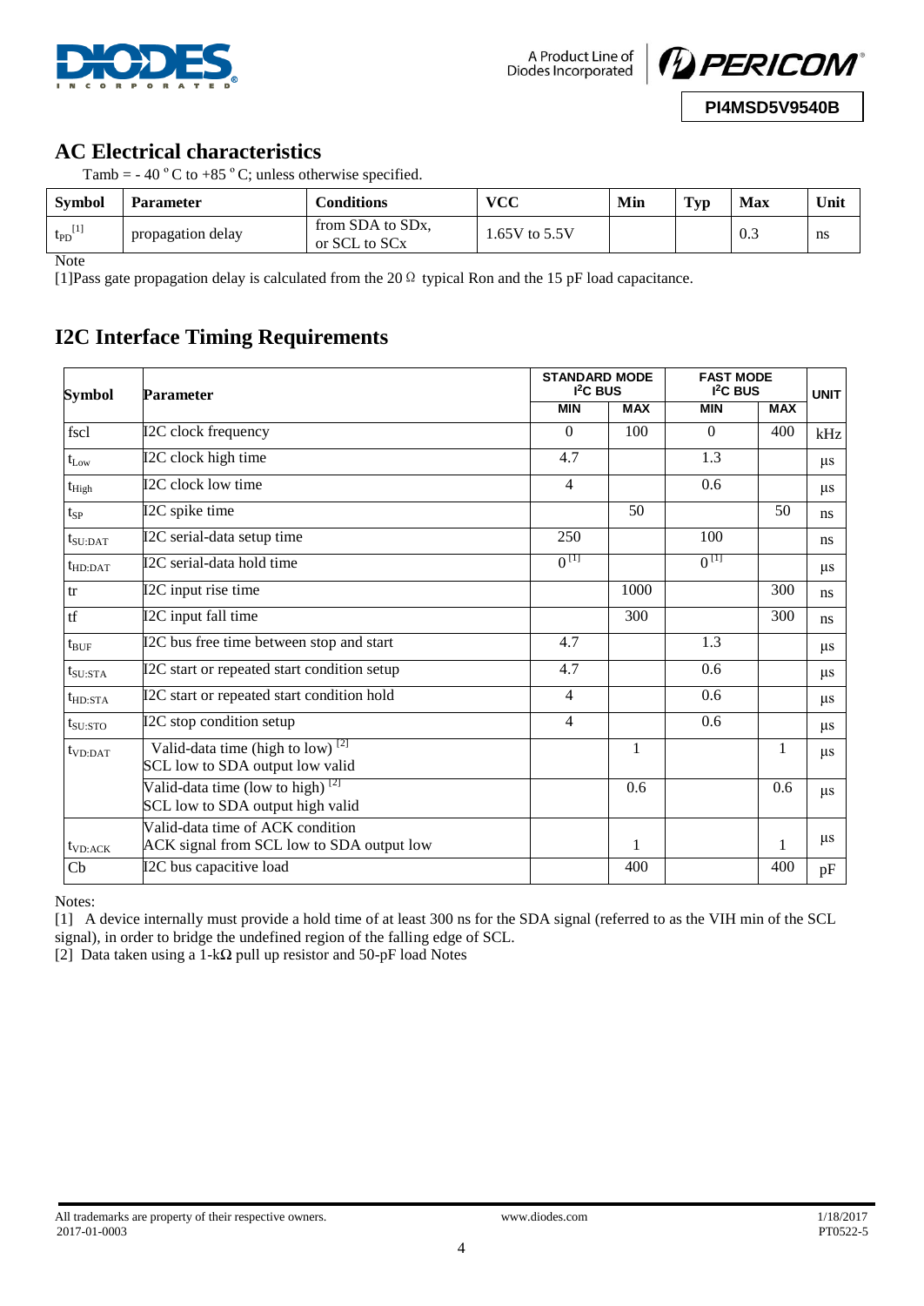## AC Electrical characteristics

Tamb = - 40 °C to +85 °C; unless otherwise specified.

| Symbol | Parameter | Conditions | VCC | Min | Typ | Max | Unit |
|---|---|---|---|---|---|---|---|
| $t_{PD}$ [1] | propagation delay | from SDA to SDx, or SCL to SCx | 1.65V to 5.5V | | | 0.3 | ns |

Note

[1]Pass gate propagation delay is calculated from the 20 Ω typical Ron and the 15 pF load capacitance.

## I2C Interface Timing Requirements

| Symbol | Parameter | STANDARD MODE $I^2C$ BUS | | FAST MODE $I^2C$ BUS | | UNIT |
|---|---|---|---|---|---|---|
| | | MIN | MAX | MIN | MAX | |
| fscl | I2C clock frequency | 0 | 100 | 0 | 400 | kHz |
| $t_{Low}$ | I2C clock high time | 4.7 | | 1.3 | | µs |
| $t_{High}$ | I2C clock low time | 4 | | 0.6 | | µs |
| $t_{SP}$ | I2C spike time | | 50 | | 50 | ns |
| $t_{SU:DAT}$ | I2C serial-data setup time | 250 | | 100 | | ns |
| $t_{HD:DAT}$ | I2C serial-data hold time | 0 [1] | | 0 [1] | | µs |
| tr | I2C input rise time | | 1000 | | 300 | ns |
| tf | I2C input fall time | | 300 | | 300 | ns |
| $t_{BUF}$ | I2C bus free time between stop and start | 4.7 | | 1.3 | | µs |
| $t_{SU:STA}$ | I2C start or repeated start condition setup | 4.7 | | 0.6 | | µs |
| $t_{HD:STA}$ | I2C start or repeated start condition hold | 4 | | 0.6 | | µs |
| $t_{SU:STO}$ | I2C stop condition setup | 4 | | 0.6 | | µs |
| $t_{VD:DAT}$ | Valid-data time (high to low) [2] SCL low to SDA output low valid | | 1 | | 1 | µs |
| | Valid-data time (low to high) [2] SCL low to SDA output high valid | | 0.6 | | 0.6 | µs |
| $t_{VD:ACK}$ | Valid-data time of ACK condition ACK signal from SCL low to SDA output low | | 1 | | 1 | µs |
| Cb | I2C bus capacitive load | | 400 | | 400 | pF |

Notes:

[1] A device internally must provide a hold time of at least 300 ns for the SDA signal (referred to as the VIH min of the SCL signal), in order to bridge the undefined region of the falling edge of SCL.

[2] Data taken using a 1-kΩ pull up resistor and 50-pF load Notes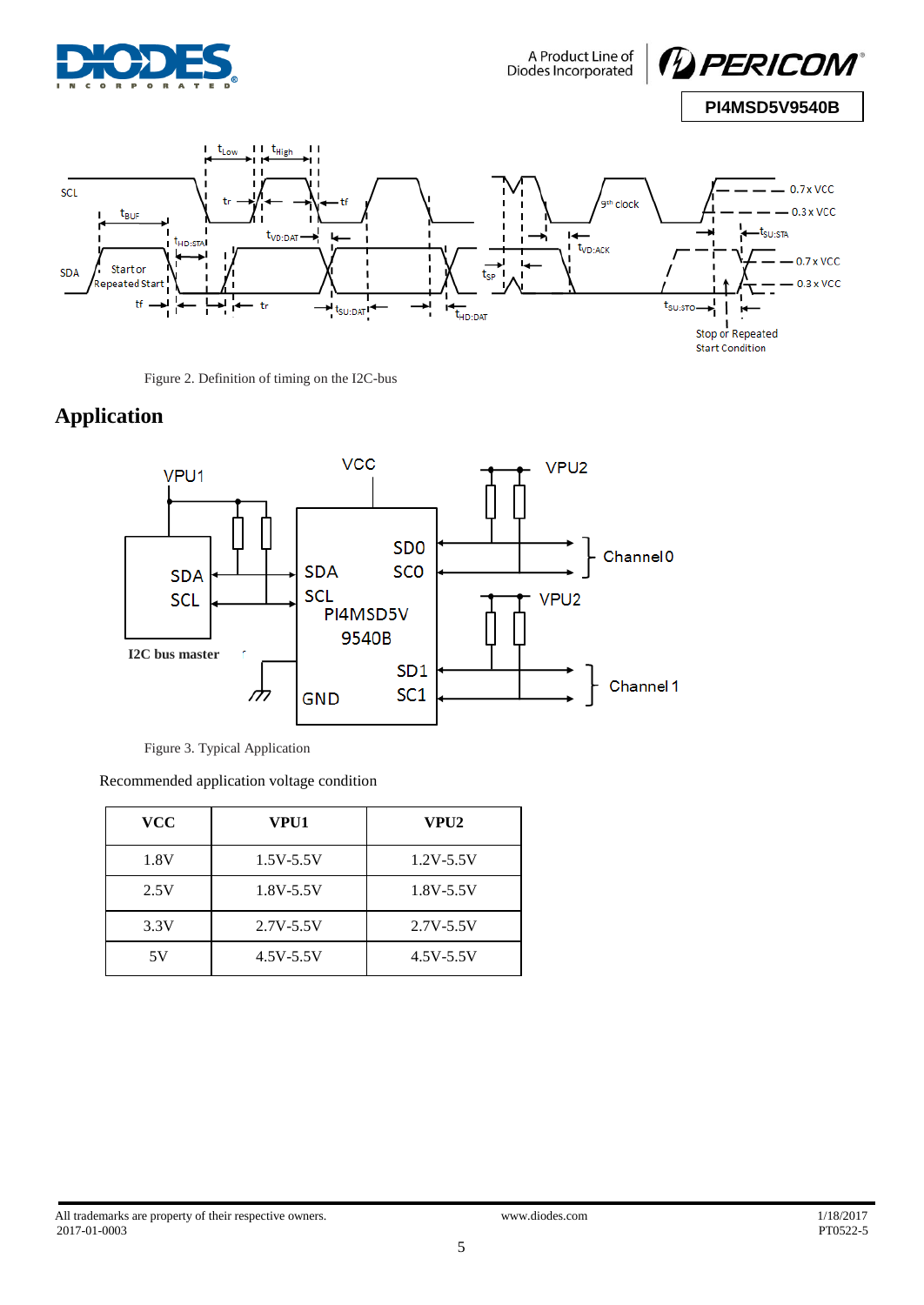Figure 2. Definition of timing on the I2C-bus

## Application

Figure 3. Typical Application

Recommended application voltage condition

| VCC | VPU1 | VPU2 |
|---|---|---|
| 1.8V | 1.5V-5.5V | 1.2V-5.5V |
| 2.5V | 1.8V-5.5V | 1.8V-5.5V |
| 3.3V | 2.7V-5.5V | 2.7V-5.5V |
| 5V | 4.5V-5.5V | 4.5V-5.5V |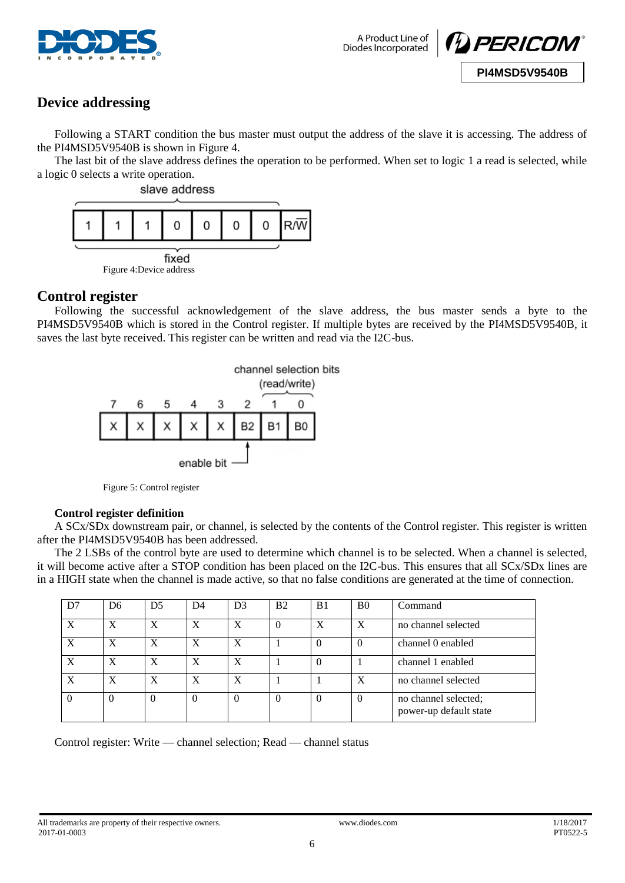## Device addressing

Following a START condition the bus master must output the address of the slave it is accessing. The address of the PI4MSD5V9540B is shown in Figure 4.

The last bit of the slave address defines the operation to be performed. When set to logic 1 a read is selected, while a logic 0 selects a write operation.

slave address

| 1 | 1 | 1 | 0 | 0 | 0 | 0 | R/$\overline{W}$ |
|---|---|---|---|---|---|---|---|

fixed

Figure 4:Device address

## Control register

Following the successful acknowledgement of the slave address, the bus master sends a byte to the PI4MSD5V9540B which is stored in the Control register. If multiple bytes are received by the PI4MSD5V9540B, it saves the last byte received. This register can be written and read via the I2C-bus.

channel selection bits (read/write)

| 7 | 6 | 5 | 4 | 3 | 2 | 1 | 0 |
|---|---|---|---|---|---|---|---|
| X | X | X | X | X | B2 | B1 | B0 |

enable bit

Figure 5: Control register

### Control register definition

A SCx/SDx downstream pair, or channel, is selected by the contents of the Control register. This register is written after the PI4MSD5V9540B has been addressed.

The 2 LSBs of the control byte are used to determine which channel is to be selected. When a channel is selected, it will become active after a STOP condition has been placed on the I2C-bus. This ensures that all SCx/SDx lines are in a HIGH state when the channel is made active, so that no false conditions are generated at the time of connection.

| D7 | D6 | D5 | D4 | D3 | B2 | B1 | B0 | Command |
|---|---|---|---|---|---|---|---|---|
| X | X | X | X | X | 0 | X | X | no channel selected |
| X | X | X | X | X | 1 | 0 | 0 | channel 0 enabled |
| X | X | X | X | X | 1 | 0 | 1 | channel 1 enabled |
| X | X | X | X | X | 1 | 1 | X | no channel selected |
| 0 | 0 | 0 | 0 | 0 | 0 | 0 | 0 | no channel selected; power-up default state |

Control register: Write — channel selection; Read — channel status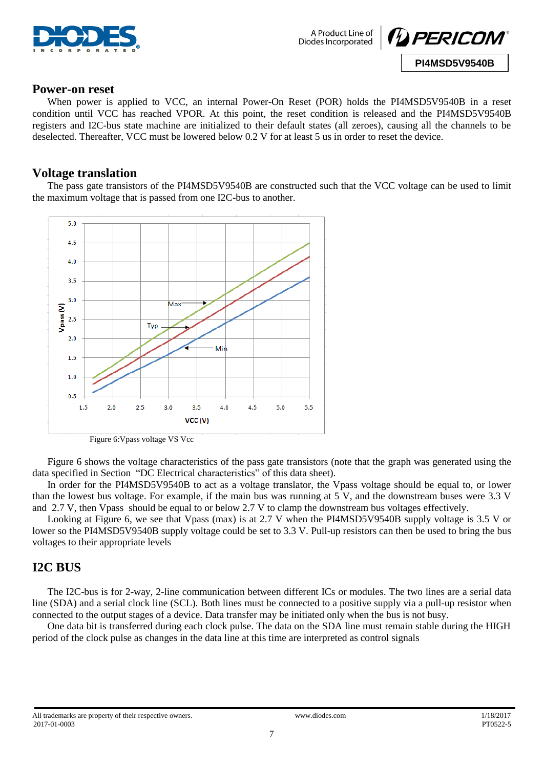## Power-on reset

When power is applied to VCC, an internal Power-On Reset (POR) holds the PI4MSD5V9540B in a reset condition until VCC has reached VPOR. At this point, the reset condition is released and the PI4MSD5V9540B registers and I2C-bus state machine are initialized to their default states (all zeroes), causing all the channels to be deselected. Thereafter, VCC must be lowered below 0.2 V for at least 5 us in order to reset the device.

## Voltage translation

The pass gate transistors of the PI4MSD5V9540B are constructed such that the VCC voltage can be used to limit the maximum voltage that is passed from one I2C-bus to another.

Figure 6:Vpass voltage VS Vcc

Figure 6 shows the voltage characteristics of the pass gate transistors (note that the graph was generated using the data specified in Section "DC Electrical characteristics" of this data sheet).

In order for the PI4MSD5V9540B to act as a voltage translator, the Vpass voltage should be equal to, or lower than the lowest bus voltage. For example, if the main bus was running at 5 V, and the downstream buses were 3.3 V and 2.7 V, then Vpass should be equal to or below 2.7 V to clamp the downstream bus voltages effectively.

Looking at Figure 6, we see that Vpass (max) is at 2.7 V when the PI4MSD5V9540B supply voltage is 3.5 V or lower so the PI4MSD5V9540B supply voltage could be set to 3.3 V. Pull-up resistors can then be used to bring the bus voltages to their appropriate levels

## I2C BUS

The I2C-bus is for 2-way, 2-line communication between different ICs or modules. The two lines are a serial data line (SDA) and a serial clock line (SCL). Both lines must be connected to a positive supply via a pull-up resistor when connected to the output stages of a device. Data transfer may be initiated only when the bus is not busy.

One data bit is transferred during each clock pulse. The data on the SDA line must remain stable during the HIGH period of the clock pulse as changes in the data line at this time are interpreted as control signals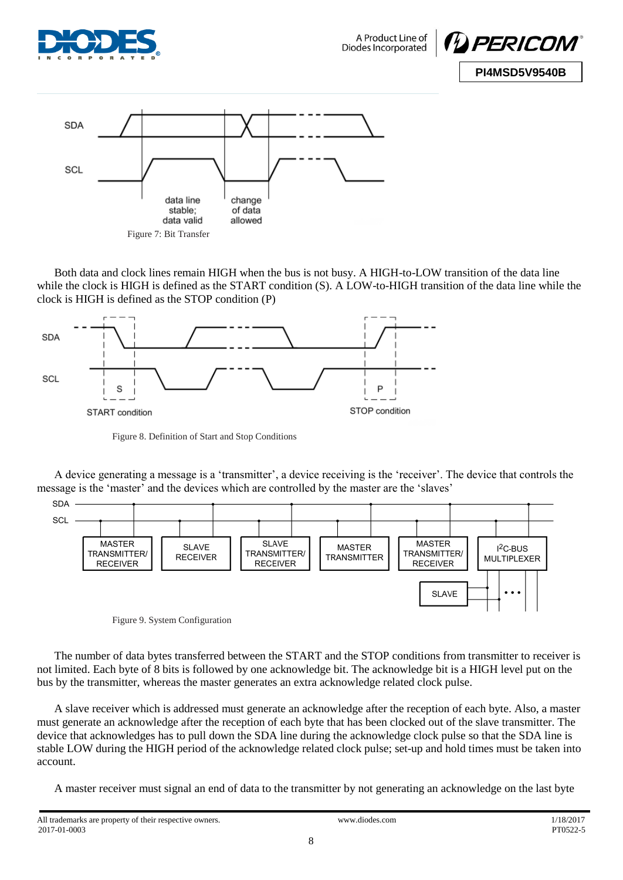Figure 7: Bit Transfer

Both data and clock lines remain HIGH when the bus is not busy. A HIGH-to-LOW transition of the data line while the clock is HIGH is defined as the START condition (S). A LOW-to-HIGH transition of the data line while the clock is HIGH is defined as the STOP condition (P)

Figure 8. Definition of Start and Stop Conditions

A device generating a message is a 'transmitter', a device receiving is the 'receiver'. The device that controls the message is the 'master' and the devices which are controlled by the master are the 'slaves'

Figure 9. System Configuration

The number of data bytes transferred between the START and the STOP conditions from transmitter to receiver is not limited. Each byte of 8 bits is followed by one acknowledge bit. The acknowledge bit is a HIGH level put on the bus by the transmitter, whereas the master generates an extra acknowledge related clock pulse.

A slave receiver which is addressed must generate an acknowledge after the reception of each byte. Also, a master must generate an acknowledge after the reception of each byte that has been clocked out of the slave transmitter. The device that acknowledges has to pull down the SDA line during the acknowledge clock pulse so that the SDA line is stable LOW during the HIGH period of the acknowledge related clock pulse; set-up and hold times must be taken into account.

A master receiver must signal an end of data to the transmitter by not generating an acknowledge on the last byte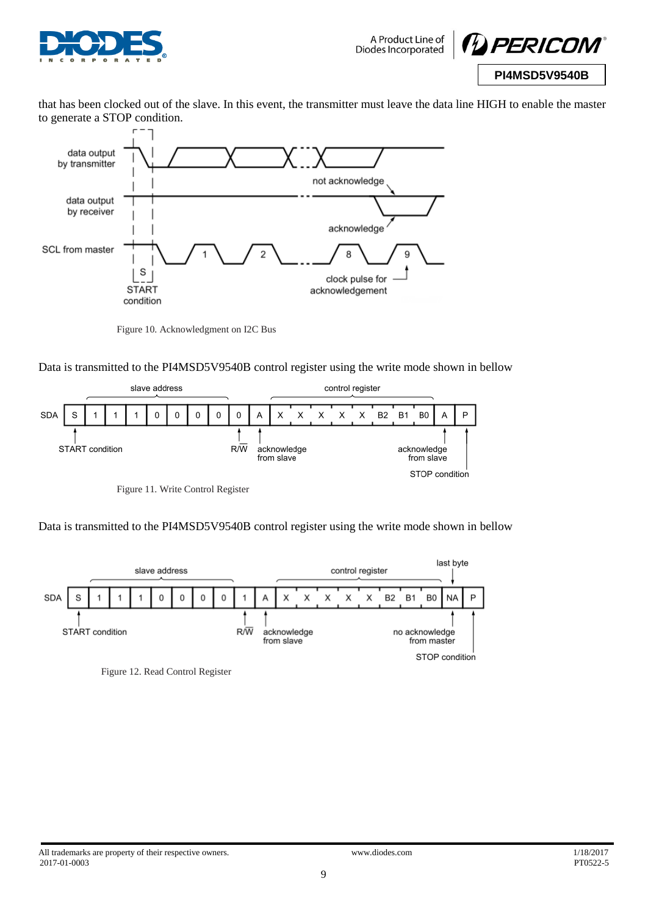that has been clocked out of the slave. In this event, the transmitter must leave the data line HIGH to enable the master to generate a STOP condition.

Figure 10. Acknowledgment on I2C Bus

Data is transmitted to the PI4MSD5V9540B control register using the write mode shown in bellow

Figure 11. Write Control Register

Data is transmitted to the PI4MSD5V9540B control register using the write mode shown in bellow

Figure 12. Read Control Register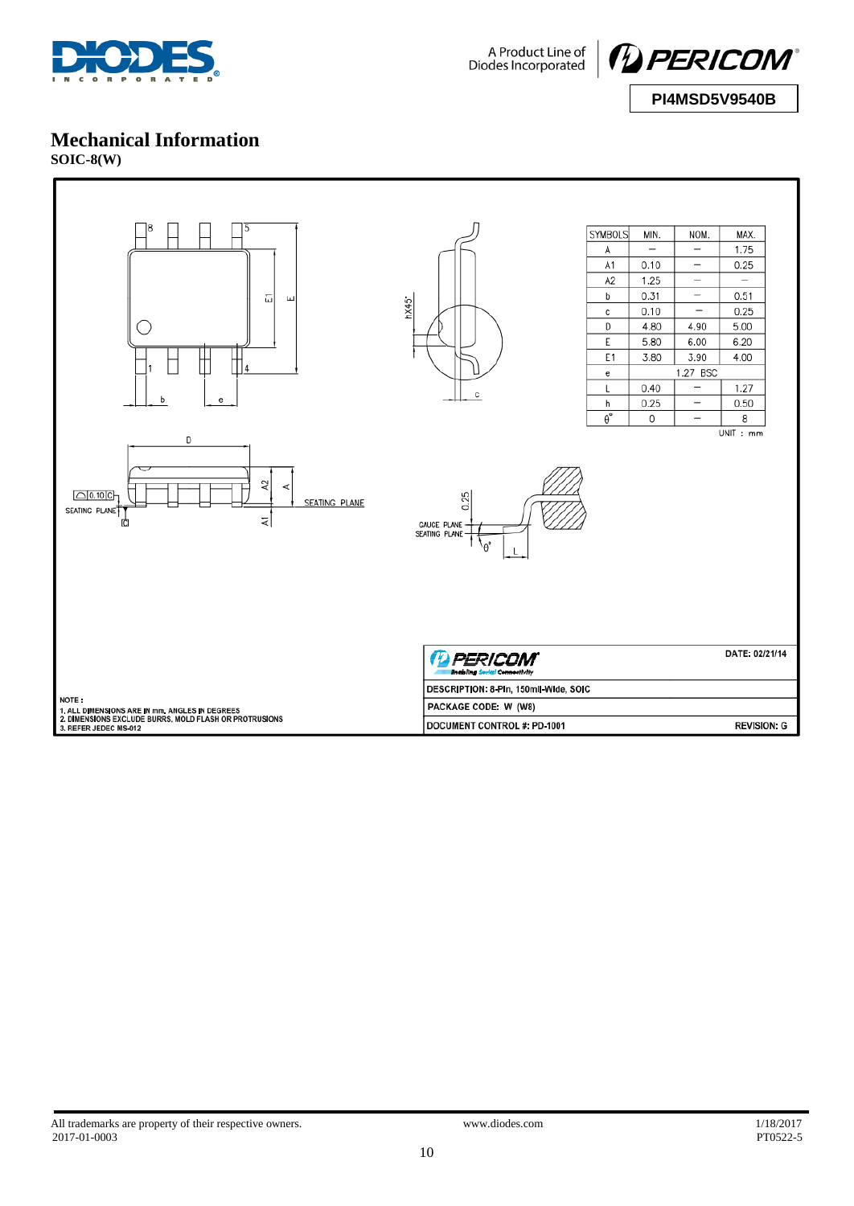## Mechanical Information

**SOIC-8(W)**

| SYMBOLS | MIN. | NOM. | MAX. |
|---|---|---|---|
| A | – | – | 1.75 |
| A1 | 0.10 | – | 0.25 |
| A2 | 1.25 | – | – |
| b | 0.31 | – | 0.51 |
| c | 0.10 | – | 0.25 |
| D | 4.80 | 4.90 | 5.00 |
| E | 5.80 | 6.00 | 6.20 |
| E1 | 3.80 | 3.90 | 4.00 |
| e | | 1.27 BSC | |
| L | 0.40 | – | 1.27 |
| h | 0.25 | – | 0.50 |
| θ° | 0 | – | 8 |

UNIT : mm

NOTE :
1. ALL DIMENSIONS ARE IN mm, ANGLES IN DEGREES
2. DIMENSIONS EXCLUDE BURRS, MOLD FLASH OR PROTRUSIONS
3. REFER JEDEC MS-012

| PERICOM | DATE: 02/21/14 |
|---|---|
| DESCRIPTION: 8-Pin, 150mil-Wide, SOIC | |
| PACKAGE CODE: W (W8) | |
| DOCUMENT CONTROL #: PD-1001 | REVISION: G |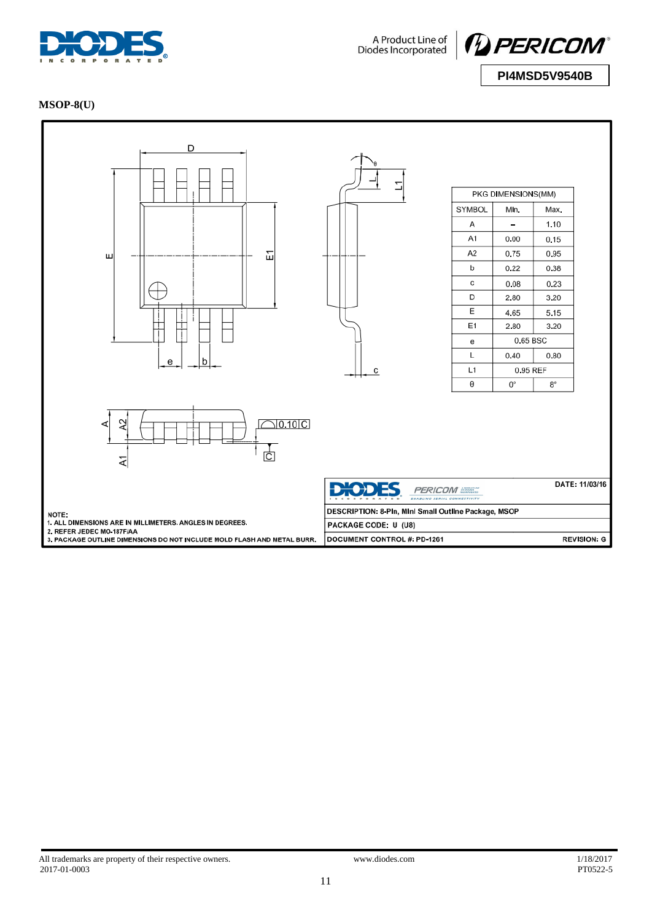## MSOP-8(U)

| PKG DIMENSIONS(MM) | | |
|---|---|---|
| SYMBOL | Min. | Max. |
| A | – | 1.10 |
| A1 | 0.00 | 0.15 |
| A2 | 0.75 | 0.95 |
| b | 0.22 | 0.38 |
| c | 0.08 | 0.23 |
| D | 2.80 | 3.20 |
| E | 4.65 | 5.15 |
| E1 | 2.80 | 3.20 |
| e | 0.65 BSC | |
| L | 0.40 | 0.80 |
| L1 | 0.95 REF | |
| θ | 0° | 8° |

NOTE:
1. ALL DIMENSIONS ARE IN MILLIMETERS. ANGLES IN DEGREES.
2. REFER JEDEC MO-187F/AA
3. PACKAGE OUTLINE DIMENSIONS DO NOT INCLUDE MOLD FLASH AND METAL BURR.

DATE: 11/03/16

DESCRIPTION: 8-Pin, Mini Small Outline Package, MSOP

PACKAGE CODE: U (U8)

DOCUMENT CONTROL #: PD-1261

REVISION: G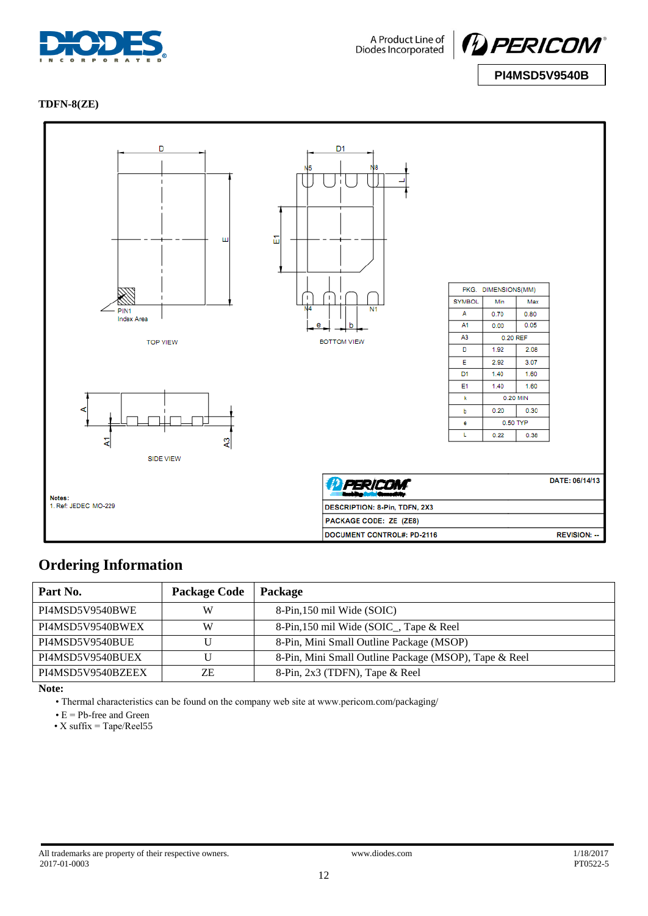TDFN-8(ZE)

| PKG. DIMENSIONS(MM) | | |
|---|---|---|
| SYMBOL | Min | Max |
| A | 0.70 | 0.80 |
| A1 | 0.00 | 0.05 |
| A3 | 0.20 REF | |
| D | 1.92 | 2.08 |
| E | 2.92 | 3.07 |
| D1 | 1.40 | 1.60 |
| E1 | 1.40 | 1.60 |
| k | 0.20 MIN | |
| b | 0.20 | 0.30 |
| e | 0.50 TYP | |
| L | 0.22 | 0.36 |

Notes:
1. Ref: JEDEC MO-229

DATE: 06/14/13

DESCRIPTION: 8-Pin, TDFN, 2X3

PACKAGE CODE: ZE (ZE8)

DOCUMENT CONTROL#: PD-2116

REVISION: --

## Ordering Information

| Part No. | Package Code | Package |
|---|---|---|
| PI4MSD5V9540BWE | W | 8-Pin,150 mil Wide (SOIC) |
| PI4MSD5V9540BWEX | W | 8-Pin,150 mil Wide (SOIC_, Tape & Reel |
| PI4MSD5V9540BUE | U | 8-Pin, Mini Small Outline Package (MSOP) |
| PI4MSD5V9540BUEX | U | 8-Pin, Mini Small Outline Package (MSOP), Tape & Reel |
| PI4MSD5V9540BZEEX | ZE | 8-Pin, 2x3 (TDFN), Tape & Reel |

**Note:**

- Thermal characteristics can be found on the company web site at www.pericom.com/packaging/
- E = Pb-free and Green
- X suffix = Tape/Reel55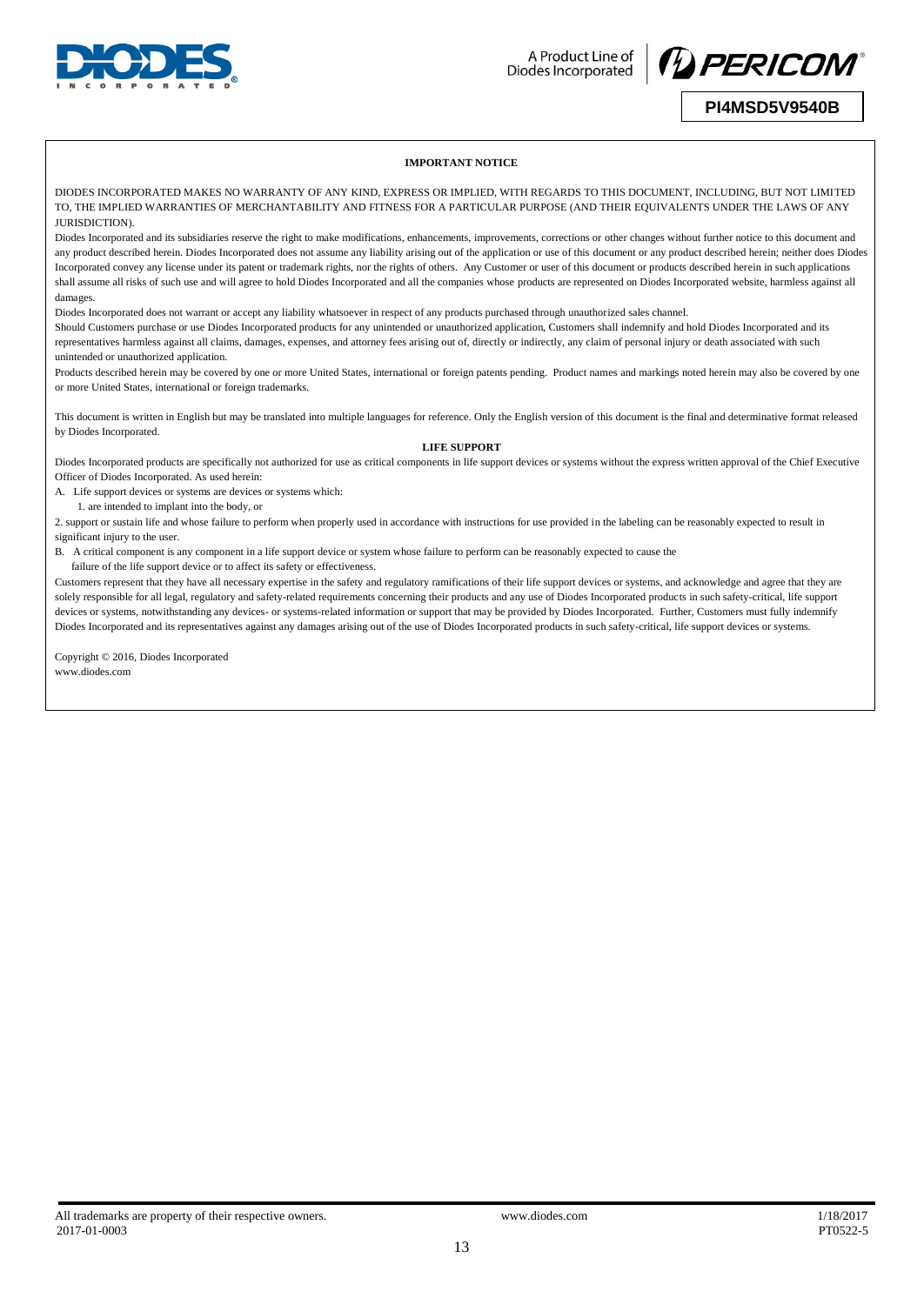**IMPORTANT NOTICE**

DIODES INCORPORATED MAKES NO WARRANTY OF ANY KIND, EXPRESS OR IMPLIED, WITH REGARDS TO THIS DOCUMENT, INCLUDING, BUT NOT LIMITED TO, THE IMPLIED WARRANTIES OF MERCHANTABILITY AND FITNESS FOR A PARTICULAR PURPOSE (AND THEIR EQUIVALENTS UNDER THE LAWS OF ANY JURISDICTION).

Diodes Incorporated and its subsidiaries reserve the right to make modifications, enhancements, improvements, corrections or other changes without further notice to this document and any product described herein. Diodes Incorporated does not assume any liability arising out of the application or use of this document or any product described herein; neither does Diodes Incorporated convey any license under its patent or trademark rights, nor the rights of others. Any Customer or user of this document or products described herein in such applications shall assume all risks of such use and will agree to hold Diodes Incorporated and all the companies whose products are represented on Diodes Incorporated website, harmless against all damages.

Diodes Incorporated does not warrant or accept any liability whatsoever in respect of any products purchased through unauthorized sales channel.

Should Customers purchase or use Diodes Incorporated products for any unintended or unauthorized application, Customers shall indemnify and hold Diodes Incorporated and its representatives harmless against all claims, damages, expenses, and attorney fees arising out of, directly or indirectly, any claim of personal injury or death associated with such unintended or unauthorized application.

Products described herein may be covered by one or more United States, international or foreign patents pending. Product names and markings noted herein may also be covered by one or more United States, international or foreign trademarks.

This document is written in English but may be translated into multiple languages for reference. Only the English version of this document is the final and determinative format released by Diodes Incorporated.

**LIFE SUPPORT**

Diodes Incorporated products are specifically not authorized for use as critical components in life support devices or systems without the express written approval of the Chief Executive Officer of Diodes Incorporated. As used herein:

A. Life support devices or systems are devices or systems which:

1. are intended to implant into the body, or

2. support or sustain life and whose failure to perform when properly used in accordance with instructions for use provided in the labeling can be reasonably expected to result in significant injury to the user.

B. A critical component is any component in a life support device or system whose failure to perform can be reasonably expected to cause the failure of the life support device or to affect its safety or effectiveness.

Customers represent that they have all necessary expertise in the safety and regulatory ramifications of their life support devices or systems, and acknowledge and agree that they are solely responsible for all legal, regulatory and safety-related requirements concerning their products and any use of Diodes Incorporated products in such safety-critical, life support devices or systems, notwithstanding any devices- or systems-related information or support that may be provided by Diodes Incorporated. Further, Customers must fully indemnify Diodes Incorporated and its representatives against any damages arising out of the use of Diodes Incorporated products in such safety-critical, life support devices or systems.

Copyright © 2016, Diodes Incorporated
www.diodes.com